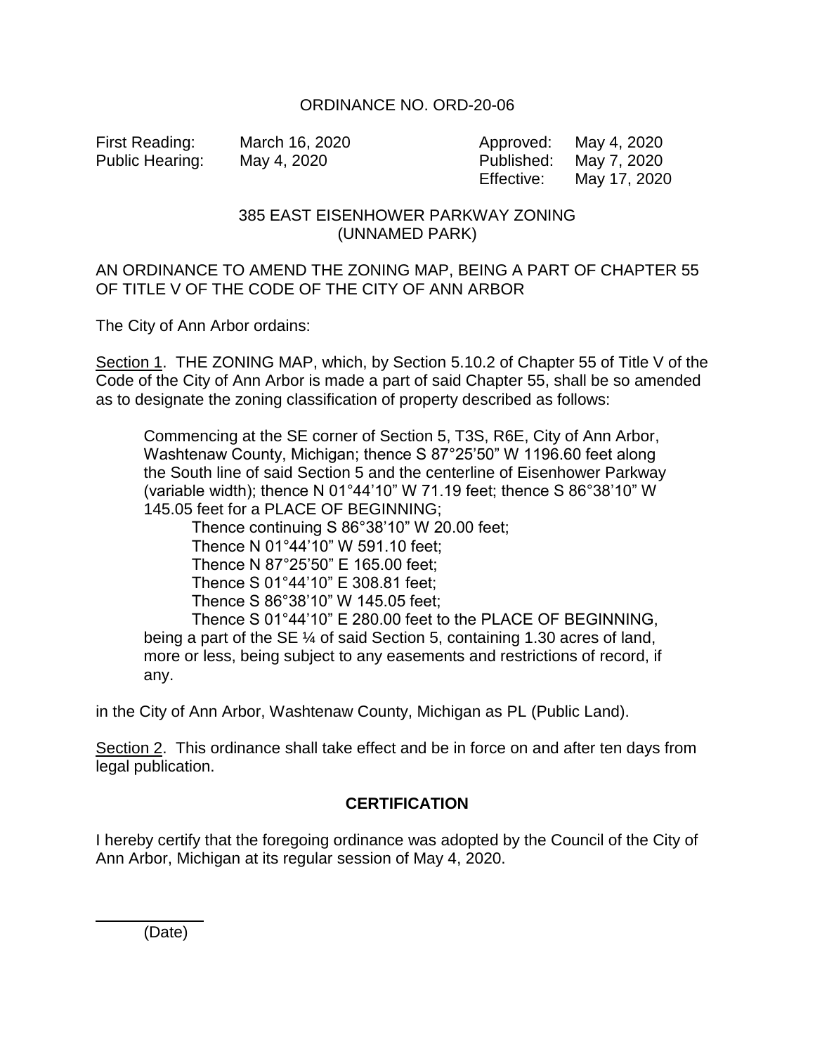# ORDINANCE NO. ORD-20-06

| | | | |
|---|---|---|---|
| First Reading: | March 16, 2020 | Approved: | May 4, 2020 |
| Public Hearing: | May 4, 2020 | Published: | May 7, 2020 |
| | | Effective: | May 17, 2020 |

## 385 EAST EISENHOWER PARKWAY ZONING (UNNAMED PARK)

AN ORDINANCE TO AMEND THE ZONING MAP, BEING A PART OF CHAPTER 55 OF TITLE V OF THE CODE OF THE CITY OF ANN ARBOR

The City of Ann Arbor ordains:

Section 1. THE ZONING MAP, which, by Section 5.10.2 of Chapter 55 of Title V of the Code of the City of Ann Arbor is made a part of said Chapter 55, shall be so amended as to designate the zoning classification of property described as follows:

> Commencing at the SE corner of Section 5, T3S, R6E, City of Ann Arbor, Washtenaw County, Michigan; thence S 87°25'50" W 1196.60 feet along the South line of said Section 5 and the centerline of Eisenhower Parkway (variable width); thence N 01°44'10" W 71.19 feet; thence S 86°38'10" W 145.05 feet for a PLACE OF BEGINNING;
>
> Thence continuing S 86°38'10" W 20.00 feet;
> Thence N 01°44'10" W 591.10 feet;
> Thence N 87°25'50" E 165.00 feet;
> Thence S 01°44'10" E 308.81 feet;
> Thence S 86°38'10" W 145.05 feet;
> Thence S 01°44'10" E 280.00 feet to the PLACE OF BEGINNING, being a part of the SE ¼ of said Section 5, containing 1.30 acres of land, more or less, being subject to any easements and restrictions of record, if any.

in the City of Ann Arbor, Washtenaw County, Michigan as PL (Public Land).

Section 2. This ordinance shall take effect and be in force on and after ten days from legal publication.

**CERTIFICATION**

I hereby certify that the foregoing ordinance was adopted by the Council of the City of Ann Arbor, Michigan at its regular session of May 4, 2020.

______________
(Date)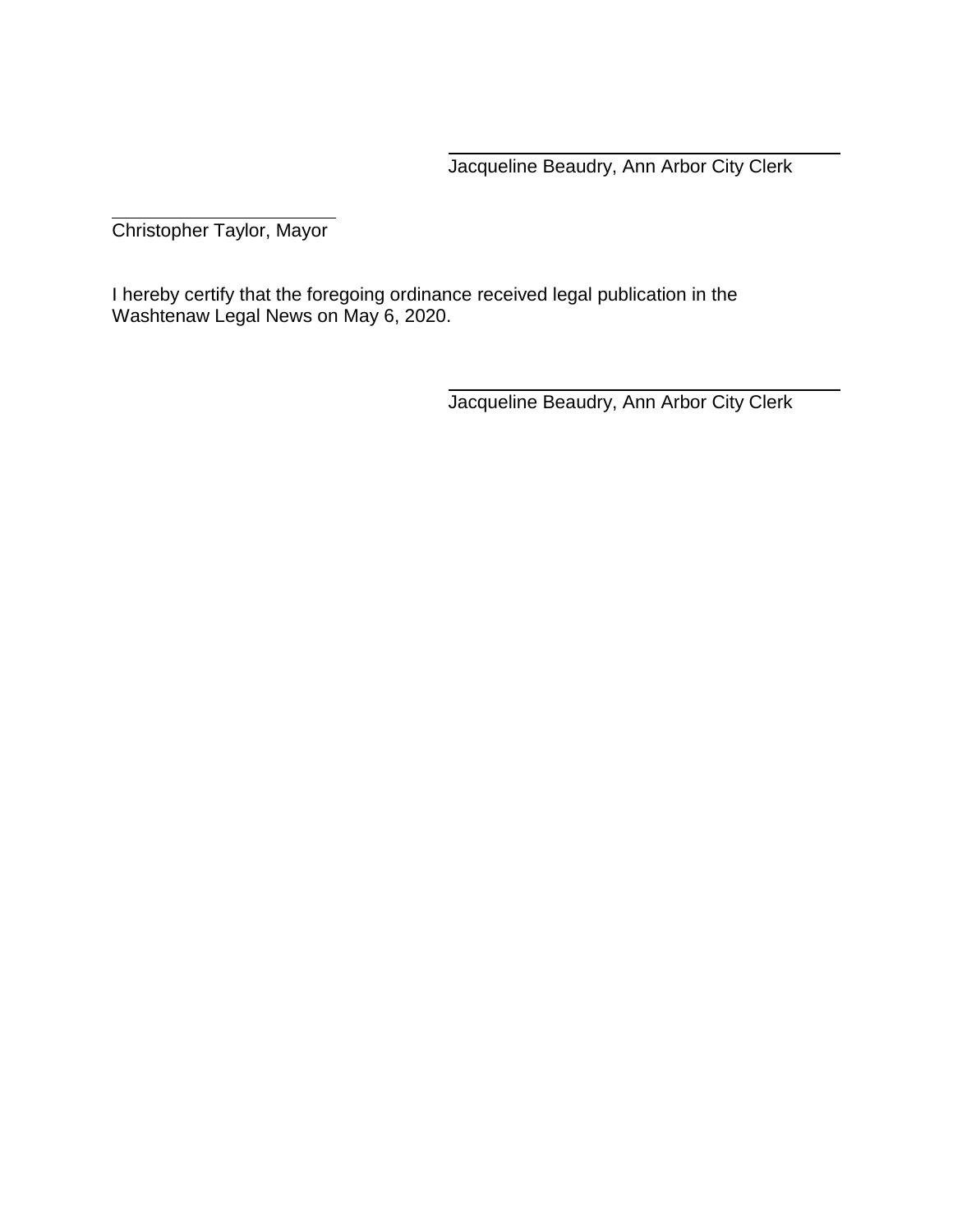\_\_\_\_\_\_\_\_\_\_\_\_\_\_\_\_\_\_\_\_\_\_\_\_\_\_\_\_\_\_\_\_\_\_\_\_

Jacqueline Beaudry, Ann Arbor City Clerk

\_\_\_\_\_\_\_\_\_\_\_\_\_\_\_\_\_\_\_\_\_\_\_\_\_

Christopher Taylor, Mayor

I hereby certify that the foregoing ordinance received legal publication in the Washtenaw Legal News on May 6, 2020.

\_\_\_\_\_\_\_\_\_\_\_\_\_\_\_\_\_\_\_\_\_\_\_\_\_\_\_\_\_\_\_\_\_\_\_\_

Jacqueline Beaudry, Ann Arbor City Clerk